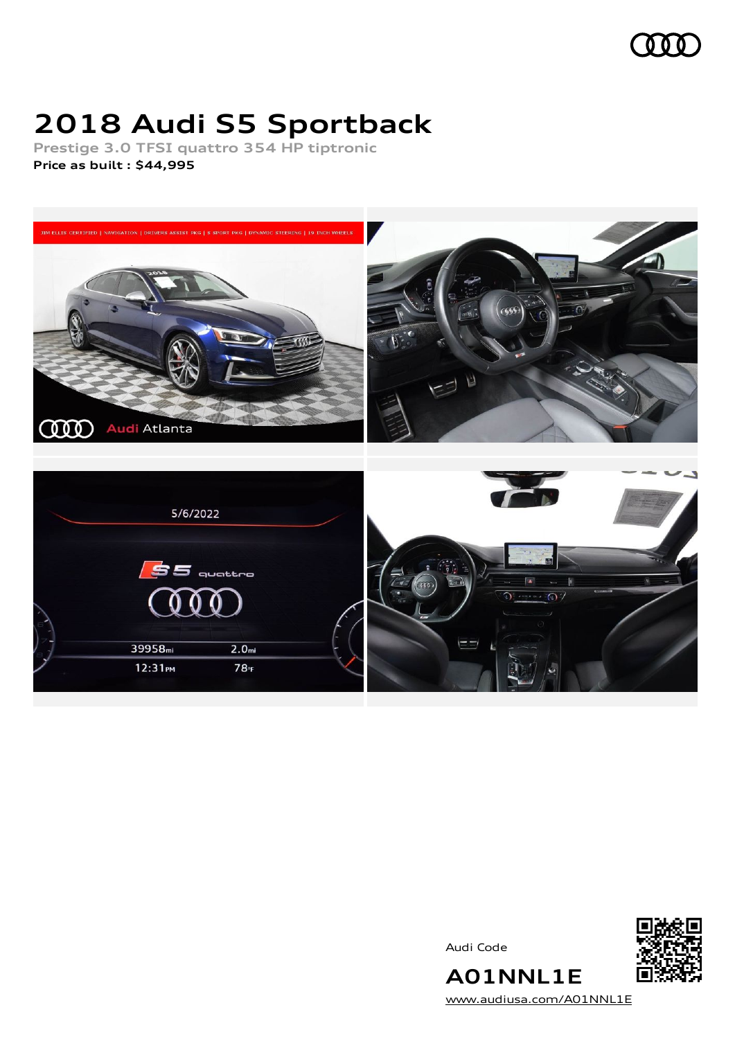# 2018 Audi S5 Sportback

Prestige 3.0 TFSI quattro 354 HP tiptronic

**Price as built : $44,995**

Audi Code

**A01NNL1E**

www.audiusa.com/A01NNL1E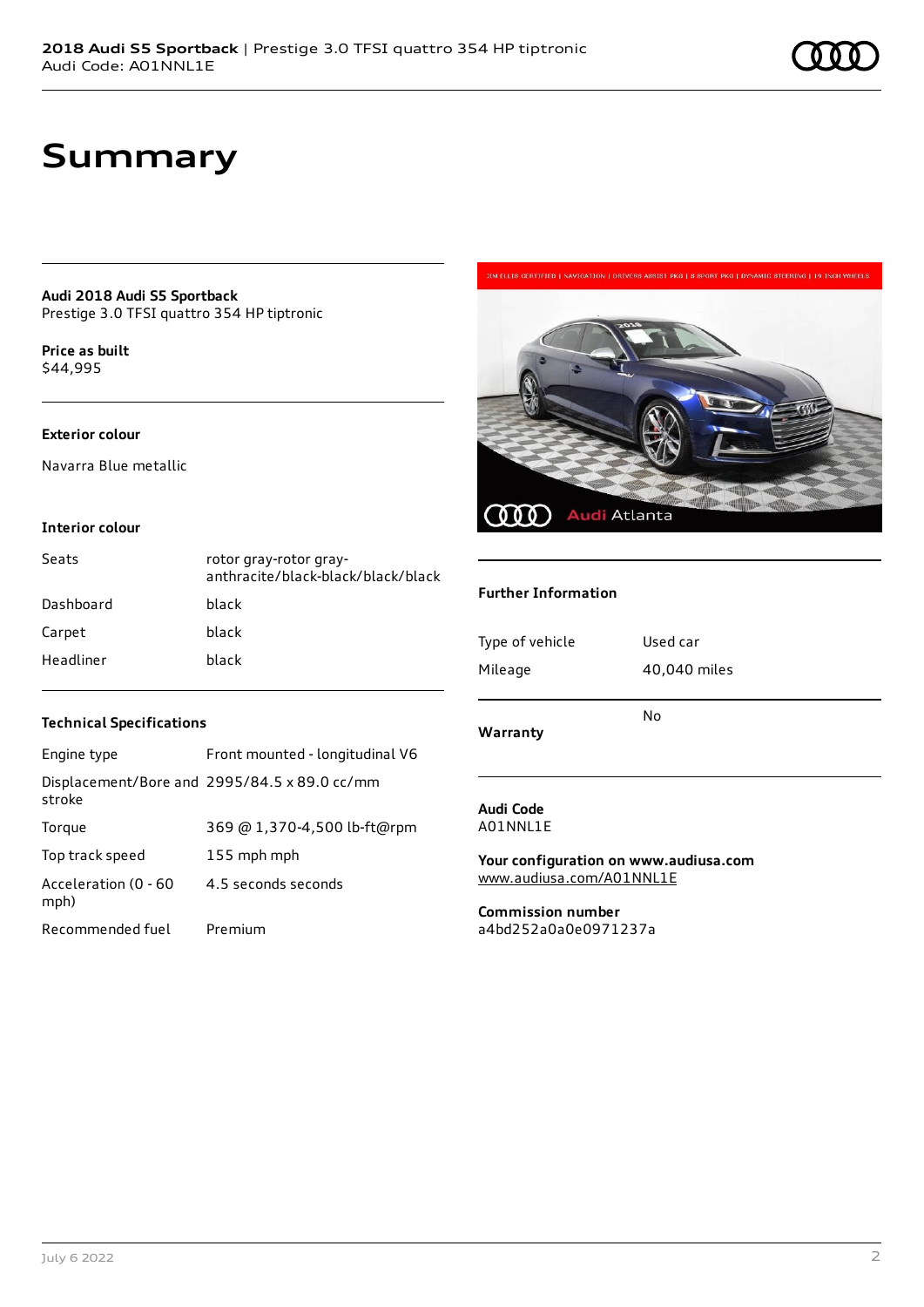# Summary

**Audi 2018 Audi S5 Sportback**
Prestige 3.0 TFSI quattro 354 HP tiptronic

**Price as built**
$44,995

### Exterior colour

Navarra Blue metallic

### Interior colour

| | |
|---|---|
| Seats | rotor gray-rotor gray-anthracite/black-black/black/black |
| Dashboard | black |
| Carpet | black |
| Headliner | black |

### Technical Specifications

| | |
|---|---|
| Engine type | Front mounted - longitudinal V6 |
| Displacement/Bore and stroke | 2995/84.5 x 89.0 cc/mm |
| Torque | 369 @ 1,370-4,500 lb-ft@rpm |
| Top track speed | 155 mph mph |
| Acceleration (0 - 60 mph) | 4.5 seconds seconds |
| Recommended fuel | Premium |

### Further Information

| | |
|---|---|
| Type of vehicle | Used car |
| Mileage | 40,040 miles |
| Warranty | No |

**Audi Code**
A01NNL1E

**Your configuration on www.audiusa.com**
www.audiusa.com/A01NNL1E

**Commission number**
a4bd252a0a0e0971237a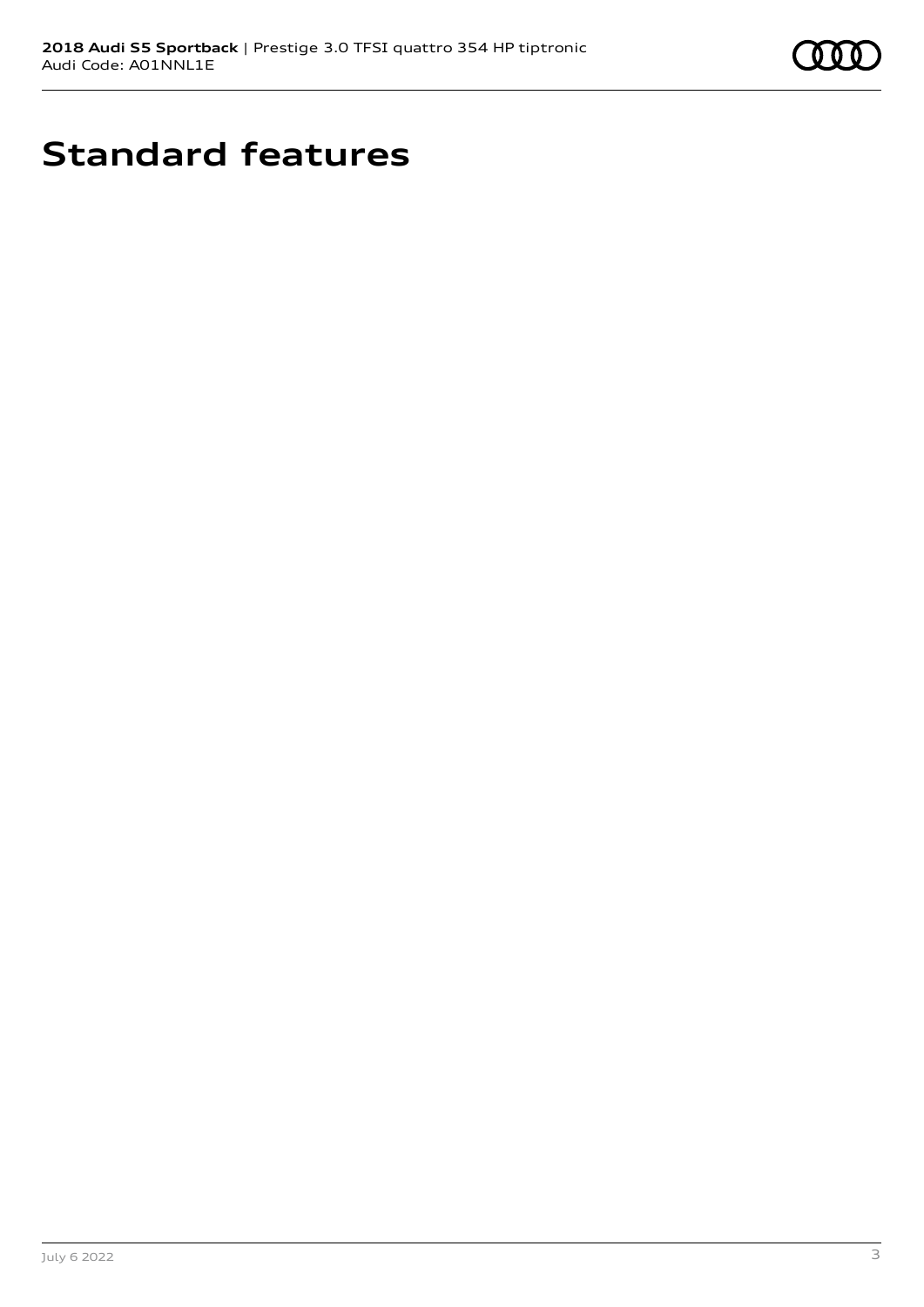# Standard features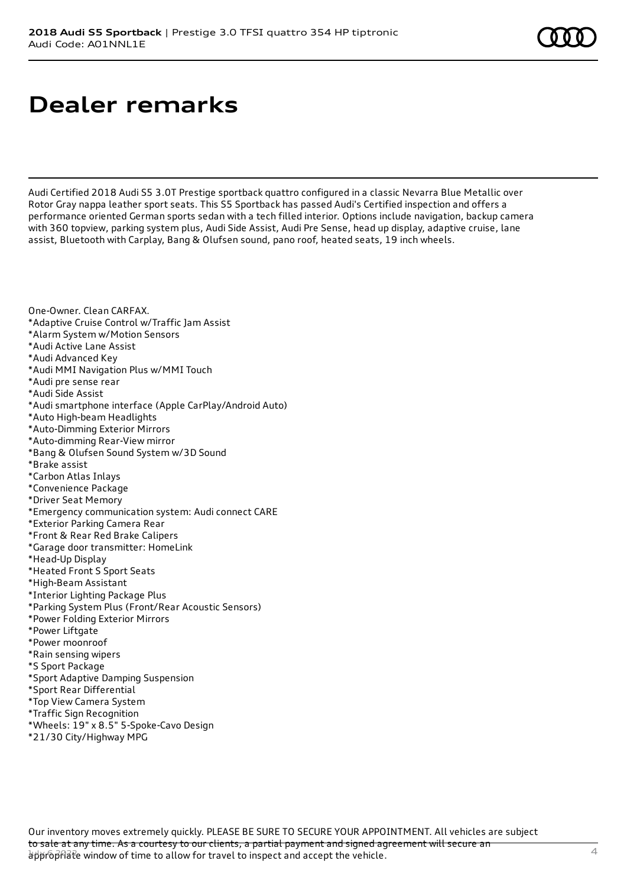# Dealer remarks

Audi Certified 2018 Audi S5 3.0T Prestige sportback quattro configured in a classic Nevarra Blue Metallic over Rotor Gray nappa leather sport seats. This S5 Sportback has passed Audi's Certified inspection and offers a performance oriented German sports sedan with a tech filled interior. Options include navigation, backup camera with 360 topview, parking system plus, Audi Side Assist, Audi Pre Sense, head up display, adaptive cruise, lane assist, Bluetooth with Carplay, Bang & Olufsen sound, pano roof, heated seats, 19 inch wheels.

One-Owner. Clean CARFAX.
*Adaptive Cruise Control w/Traffic Jam Assist
*Alarm System w/Motion Sensors
*Audi Active Lane Assist
*Audi Advanced Key
*Audi MMI Navigation Plus w/MMI Touch
*Audi pre sense rear
*Audi Side Assist
*Audi smartphone interface (Apple CarPlay/Android Auto)
*Auto High-beam Headlights
*Auto-Dimming Exterior Mirrors
*Auto-dimming Rear-View mirror
*Bang & Olufsen Sound System w/3D Sound
*Brake assist
*Carbon Atlas Inlays
*Convenience Package
*Driver Seat Memory
*Emergency communication system: Audi connect CARE
*Exterior Parking Camera Rear
*Front & Rear Red Brake Calipers
*Garage door transmitter: HomeLink
*Head-Up Display
*Heated Front S Sport Seats
*High-Beam Assistant
*Interior Lighting Package Plus
*Parking System Plus (Front/Rear Acoustic Sensors)
*Power Folding Exterior Mirrors
*Power Liftgate
*Power moonroof
*Rain sensing wipers
*S Sport Package
*Sport Adaptive Damping Suspension
*Sport Rear Differential
*Top View Camera System
*Traffic Sign Recognition
*Wheels: 19" x 8.5" 5-Spoke-Cavo Design
*21/30 City/Highway MPG

Our inventory moves extremely quickly. PLEASE BE SURE TO SECURE YOUR APPOINTMENT. All vehicles are subject to sale at any time. As a courtesy to our clients, a partial payment and signed agreement will secure an appropriate window of time to allow for travel to inspect and accept the vehicle.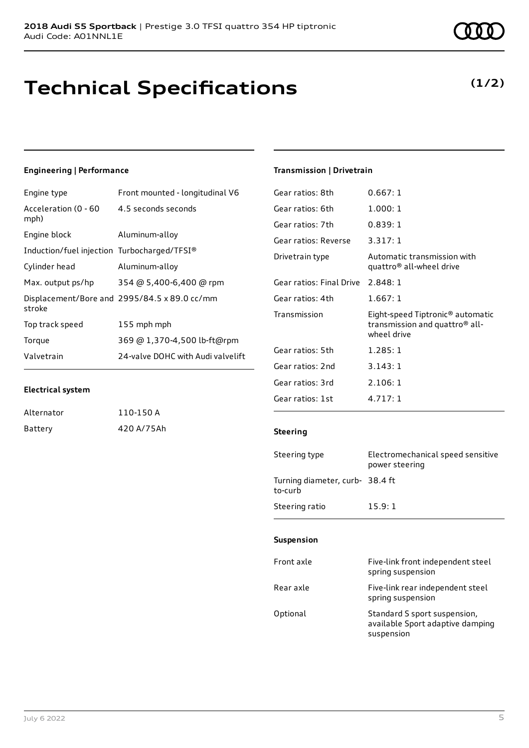# Technical Specifications

**(1/2)**

### Engineering | Performance

| | |
|---|---|
| Engine type | Front mounted - longitudinal V6 |
| Acceleration (0 - 60 mph) | 4.5 seconds seconds |
| Engine block | Aluminum-alloy |
| Induction/fuel injection | Turbocharged/TFSI® |
| Cylinder head | Aluminum-alloy |
| Max. output ps/hp | 354 @ 5,400-6,400 @ rpm |
| Displacement/Bore and stroke | 2995/84.5 x 89.0 cc/mm |
| Top track speed | 155 mph mph |
| Torque | 369 @ 1,370-4,500 lb-ft@rpm |
| Valvetrain | 24-valve DOHC with Audi valvelift |

### Electrical system

| | |
|---|---|
| Alternator | 110-150 A |
| Battery | 420 A/75Ah |

### Transmission | Drivetrain

| | |
|---|---|
| Gear ratios: 8th | 0.667: 1 |
| Gear ratios: 6th | 1.000: 1 |
| Gear ratios: 7th | 0.839: 1 |
| Gear ratios: Reverse | 3.317: 1 |
| Drivetrain type | Automatic transmission with quattro® all-wheel drive |
| Gear ratios: Final Drive | 2.848: 1 |
| Gear ratios: 4th | 1.667: 1 |
| Transmission | Eight-speed Tiptronic® automatic transmission and quattro® all-wheel drive |
| Gear ratios: 5th | 1.285: 1 |
| Gear ratios: 2nd | 3.143: 1 |
| Gear ratios: 3rd | 2.106: 1 |
| Gear ratios: 1st | 4.717: 1 |

### Steering

| | |
|---|---|
| Steering type | Electromechanical speed sensitive power steering |
| Turning diameter, curb-to-curb | 38.4 ft |
| Steering ratio | 15.9: 1 |

### Suspension

| | |
|---|---|
| Front axle | Five-link front independent steel spring suspension |
| Rear axle | Five-link rear independent steel spring suspension |
| Optional | Standard S sport suspension, available Sport adaptive damping suspension |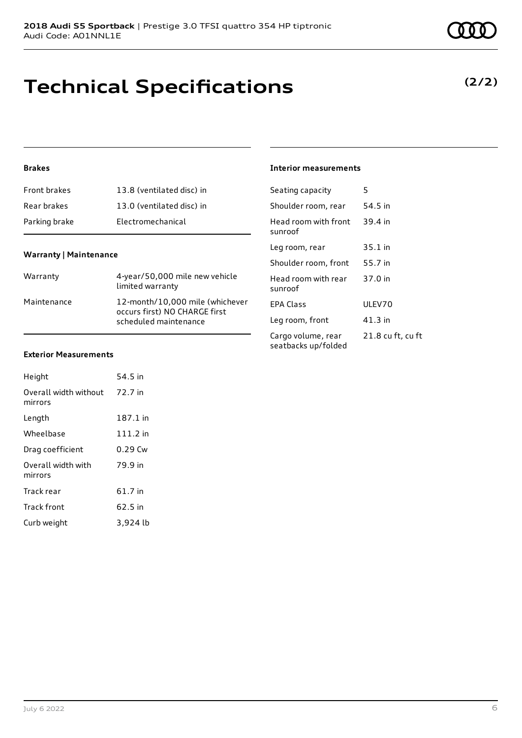# Technical Specifications

**(2/2)**

### Brakes

| | |
|---|---|
| Front brakes | 13.8 (ventilated disc) in |
| Rear brakes | 13.0 (ventilated disc) in |
| Parking brake | Electromechanical |

### Warranty | Maintenance

| | |
|---|---|
| Warranty | 4-year/50,000 mile new vehicle limited warranty |
| Maintenance | 12-month/10,000 mile (whichever occurs first) NO CHARGE first scheduled maintenance |

### Exterior Measurements

| | |
|---|---|
| Height | 54.5 in |
| Overall width without mirrors | 72.7 in |
| Length | 187.1 in |
| Wheelbase | 111.2 in |
| Drag coefficient | 0.29 Cw |
| Overall width with mirrors | 79.9 in |
| Track rear | 61.7 in |
| Track front | 62.5 in |
| Curb weight | 3,924 lb |

### Interior measurements

| | |
|---|---|
| Seating capacity | 5 |
| Shoulder room, rear | 54.5 in |
| Head room with front sunroof | 39.4 in |
| Leg room, rear | 35.1 in |
| Shoulder room, front | 55.7 in |
| Head room with rear sunroof | 37.0 in |
| EPA Class | ULEV70 |
| Leg room, front | 41.3 in |
| Cargo volume, rear seatbacks up/folded | 21.8 cu ft, cu ft |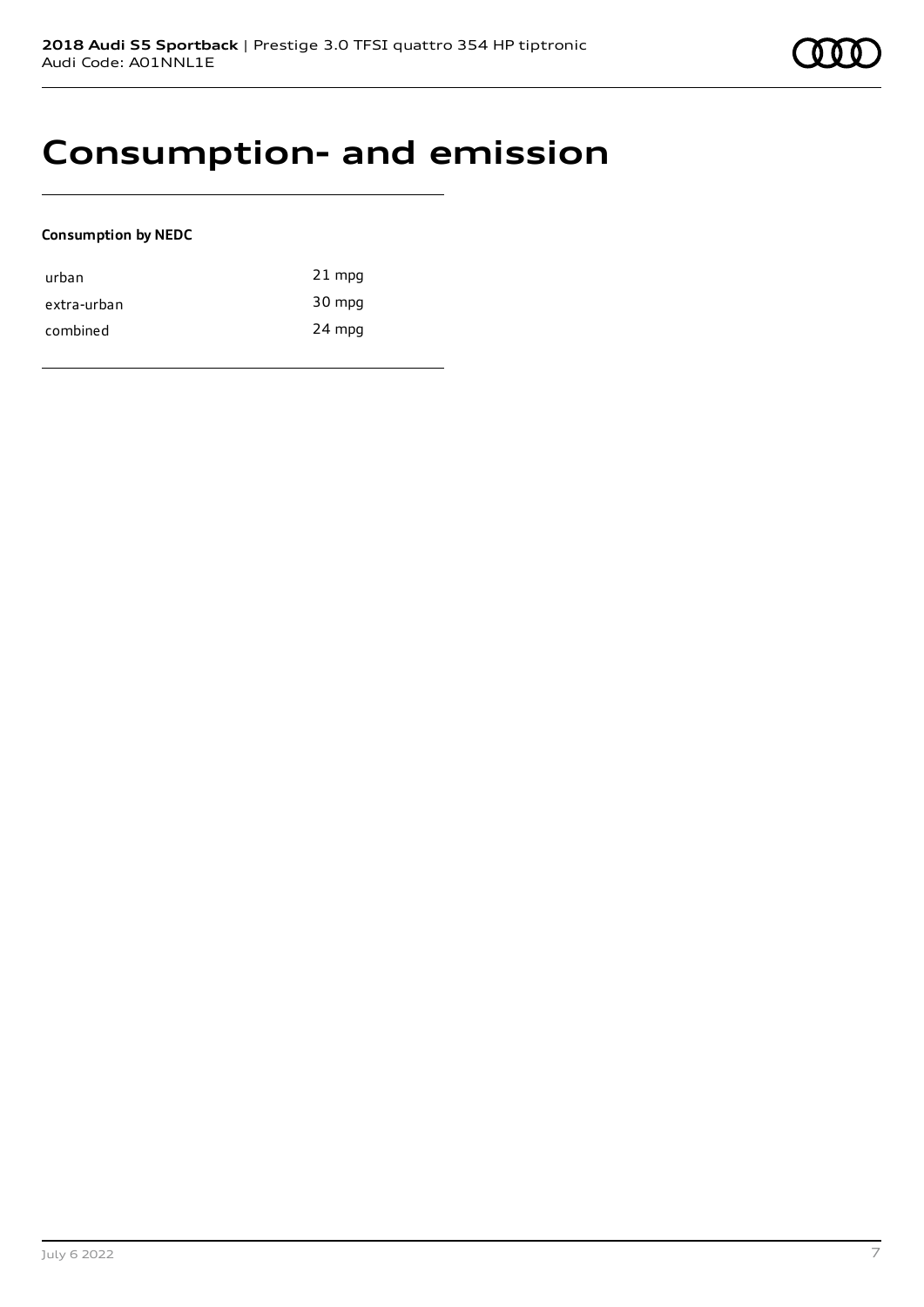# Consumption- and emission

**Consumption by NEDC**

| | |
|---|---|
| urban | 21 mpg |
| extra-urban | 30 mpg |
| combined | 24 mpg |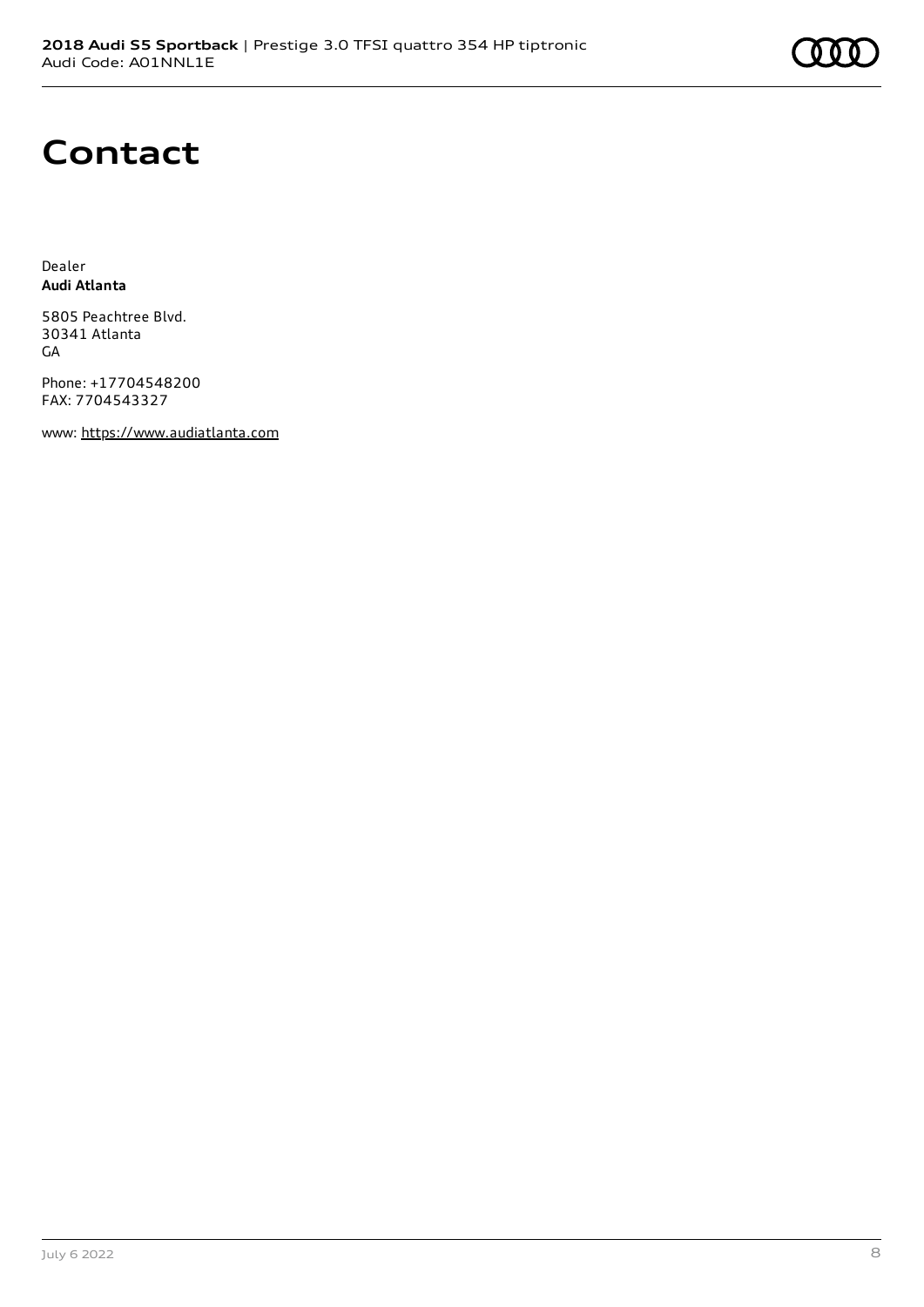# Contact

Dealer
**Audi Atlanta**

5805 Peachtree Blvd.
30341 Atlanta
GA

Phone: +17704548200
FAX: 7704543327

www: https://www.audiatlanta.com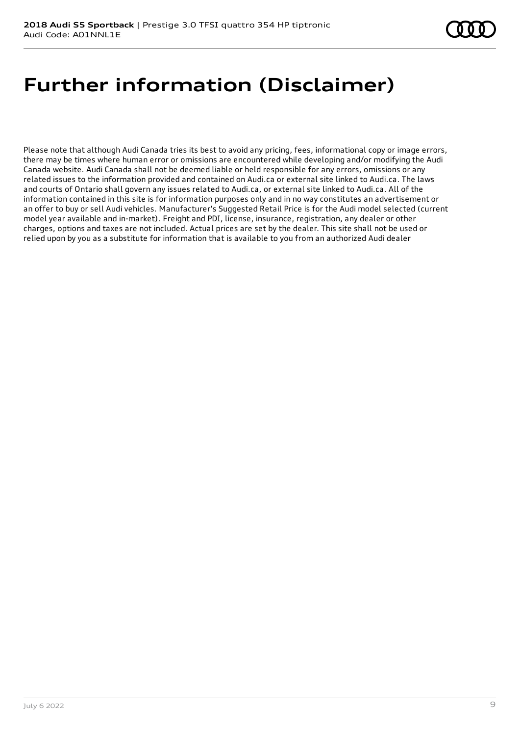# Further information (Disclaimer)

Please note that although Audi Canada tries its best to avoid any pricing, fees, informational copy or image errors, there may be times where human error or omissions are encountered while developing and/or modifying the Audi Canada website. Audi Canada shall not be deemed liable or held responsible for any errors, omissions or any related issues to the information provided and contained on Audi.ca or external site linked to Audi.ca. The laws and courts of Ontario shall govern any issues related to Audi.ca, or external site linked to Audi.ca. All of the information contained in this site is for information purposes only and in no way constitutes an advertisement or an offer to buy or sell Audi vehicles. Manufacturer's Suggested Retail Price is for the Audi model selected (current model year available and in-market). Freight and PDI, license, insurance, registration, any dealer or other charges, options and taxes are not included. Actual prices are set by the dealer. This site shall not be used or relied upon by you as a substitute for information that is available to you from an authorized Audi dealer